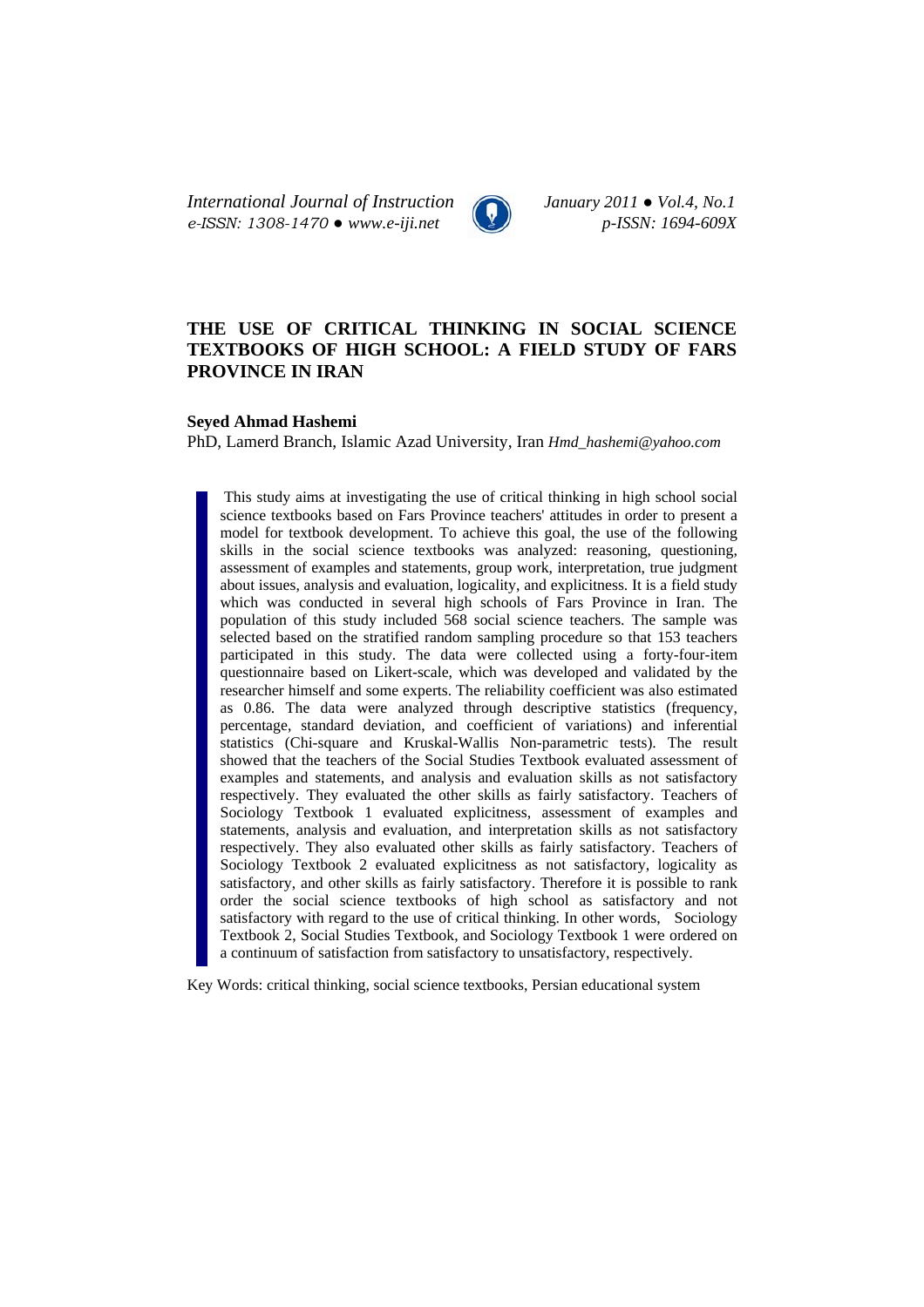# THE USE OF CRITICAL THINKING IN SOCIAL SCIENCE TEXTBOOKS OF HIGH SCHOOL: A FIELD STUDY OF FARS PROVINCE IN IRAN

**Seyed Ahmad Hashemi**

PhD, Lamerd Branch, Islamic Azad University, Iran *Hmd_hashemi@yahoo.com*

This study aims at investigating the use of critical thinking in high school social science textbooks based on Fars Province teachers' attitudes in order to present a model for textbook development. To achieve this goal, the use of the following skills in the social science textbooks was analyzed: reasoning, questioning, assessment of examples and statements, group work, interpretation, true judgment about issues, analysis and evaluation, logicality, and explicitness. It is a field study which was conducted in several high schools of Fars Province in Iran. The population of this study included 568 social science teachers. The sample was selected based on the stratified random sampling procedure so that 153 teachers participated in this study. The data were collected using a forty-four-item questionnaire based on Likert-scale, which was developed and validated by the researcher himself and some experts. The reliability coefficient was also estimated as 0.86. The data were analyzed through descriptive statistics (frequency, percentage, standard deviation, and coefficient of variations) and inferential statistics (Chi-square and Kruskal-Wallis Non-parametric tests). The result showed that the teachers of the Social Studies Textbook evaluated assessment of examples and statements, and analysis and evaluation skills as not satisfactory respectively. They evaluated the other skills as fairly satisfactory. Teachers of Sociology Textbook 1 evaluated explicitness, assessment of examples and statements, analysis and evaluation, and interpretation skills as not satisfactory respectively. They also evaluated other skills as fairly satisfactory. Teachers of Sociology Textbook 2 evaluated explicitness as not satisfactory, logicality as satisfactory, and other skills as fairly satisfactory. Therefore it is possible to rank order the social science textbooks of high school as satisfactory and not satisfactory with regard to the use of critical thinking. In other words, Sociology Textbook 2, Social Studies Textbook, and Sociology Textbook 1 were ordered on a continuum of satisfaction from satisfactory to unsatisfactory, respectively.

Key Words: critical thinking, social science textbooks, Persian educational system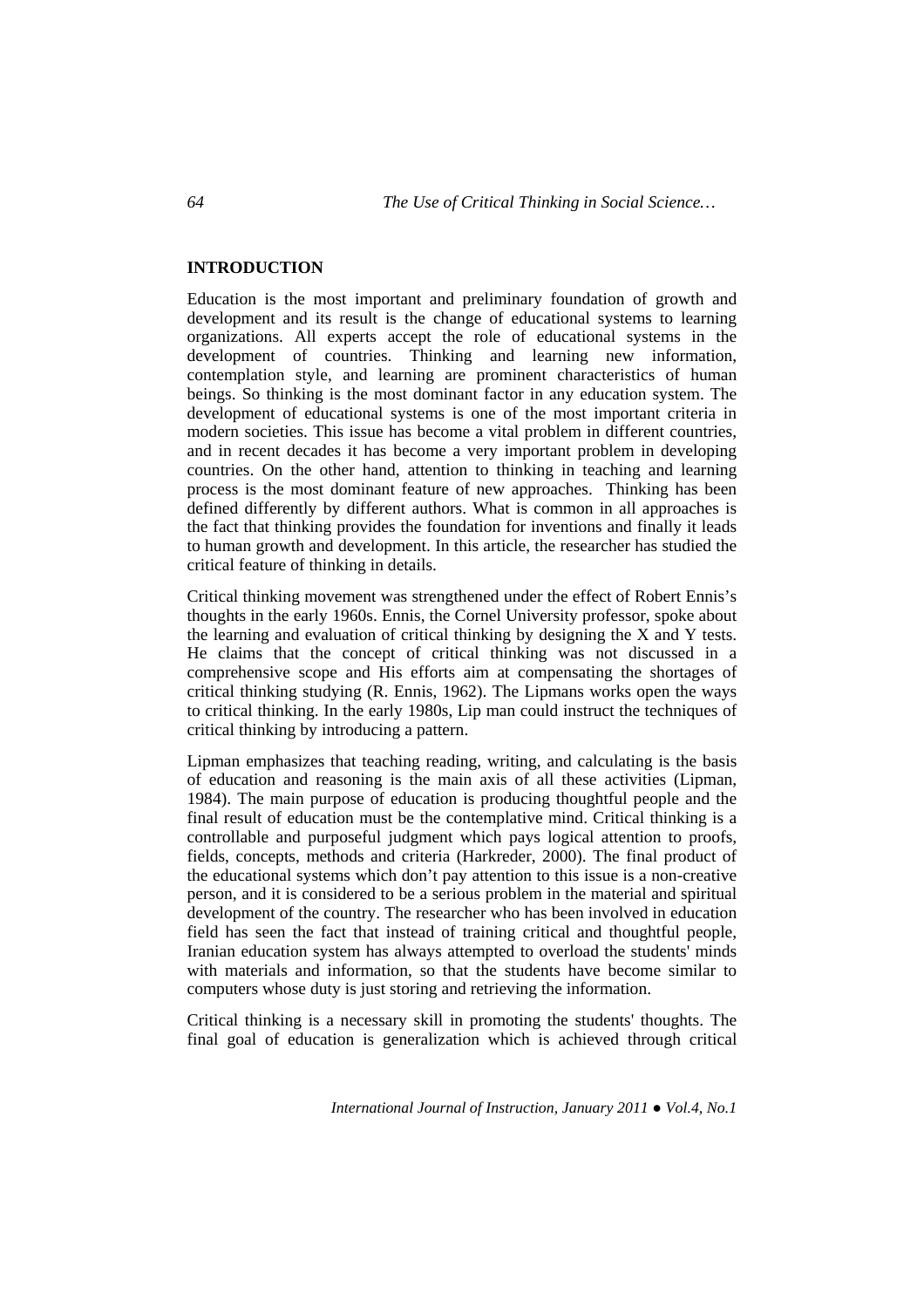## INTRODUCTION

Education is the most important and preliminary foundation of growth and development and its result is the change of educational systems to learning organizations. All experts accept the role of educational systems in the development of countries. Thinking and learning new information, contemplation style, and learning are prominent characteristics of human beings. So thinking is the most dominant factor in any education system. The development of educational systems is one of the most important criteria in modern societies. This issue has become a vital problem in different countries, and in recent decades it has become a very important problem in developing countries. On the other hand, attention to thinking in teaching and learning process is the most dominant feature of new approaches. Thinking has been defined differently by different authors. What is common in all approaches is the fact that thinking provides the foundation for inventions and finally it leads to human growth and development. In this article, the researcher has studied the critical feature of thinking in details.

Critical thinking movement was strengthened under the effect of Robert Ennis's thoughts in the early 1960s. Ennis, the Cornel University professor, spoke about the learning and evaluation of critical thinking by designing the X and Y tests. He claims that the concept of critical thinking was not discussed in a comprehensive scope and His efforts aim at compensating the shortages of critical thinking studying (R. Ennis, 1962). The Lipmans works open the ways to critical thinking. In the early 1980s, Lip man could instruct the techniques of critical thinking by introducing a pattern.

Lipman emphasizes that teaching reading, writing, and calculating is the basis of education and reasoning is the main axis of all these activities (Lipman, 1984). The main purpose of education is producing thoughtful people and the final result of education must be the contemplative mind. Critical thinking is a controllable and purposeful judgment which pays logical attention to proofs, fields, concepts, methods and criteria (Harkreder, 2000). The final product of the educational systems which don't pay attention to this issue is a non-creative person, and it is considered to be a serious problem in the material and spiritual development of the country. The researcher who has been involved in education field has seen the fact that instead of training critical and thoughtful people, Iranian education system has always attempted to overload the students' minds with materials and information, so that the students have become similar to computers whose duty is just storing and retrieving the information.

Critical thinking is a necessary skill in promoting the students' thoughts. The final goal of education is generalization which is achieved through critical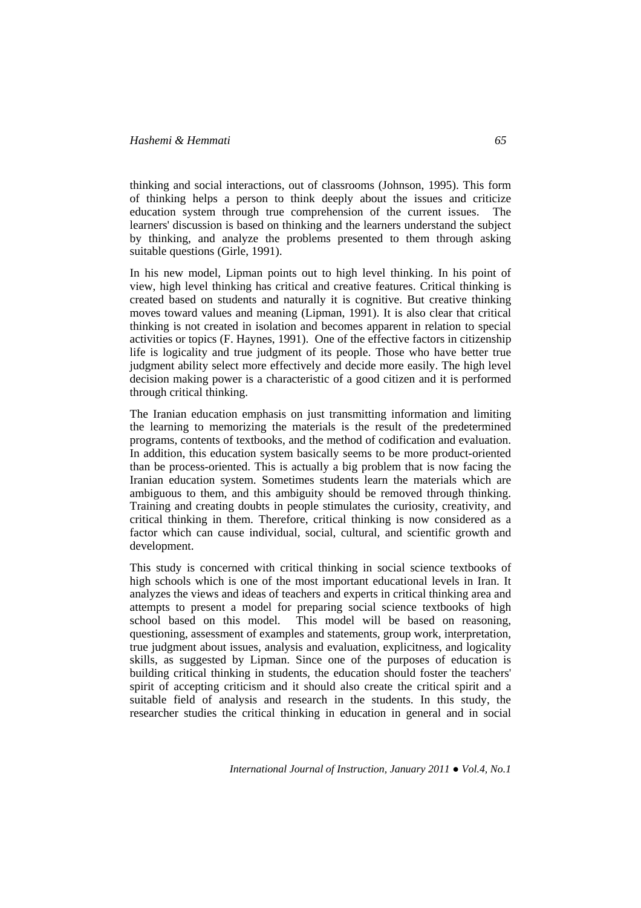thinking and social interactions, out of classrooms (Johnson, 1995). This form of thinking helps a person to think deeply about the issues and criticize education system through true comprehension of the current issues. The learners' discussion is based on thinking and the learners understand the subject by thinking, and analyze the problems presented to them through asking suitable questions (Girle, 1991).

In his new model, Lipman points out to high level thinking. In his point of view, high level thinking has critical and creative features. Critical thinking is created based on students and naturally it is cognitive. But creative thinking moves toward values and meaning (Lipman, 1991). It is also clear that critical thinking is not created in isolation and becomes apparent in relation to special activities or topics (F. Haynes, 1991). One of the effective factors in citizenship life is logicality and true judgment of its people. Those who have better true judgment ability select more effectively and decide more easily. The high level decision making power is a characteristic of a good citizen and it is performed through critical thinking.

The Iranian education emphasis on just transmitting information and limiting the learning to memorizing the materials is the result of the predetermined programs, contents of textbooks, and the method of codification and evaluation. In addition, this education system basically seems to be more product-oriented than be process-oriented. This is actually a big problem that is now facing the Iranian education system. Sometimes students learn the materials which are ambiguous to them, and this ambiguity should be removed through thinking. Training and creating doubts in people stimulates the curiosity, creativity, and critical thinking in them. Therefore, critical thinking is now considered as a factor which can cause individual, social, cultural, and scientific growth and development.

This study is concerned with critical thinking in social science textbooks of high schools which is one of the most important educational levels in Iran. It analyzes the views and ideas of teachers and experts in critical thinking area and attempts to present a model for preparing social science textbooks of high school based on this model. This model will be based on reasoning, questioning, assessment of examples and statements, group work, interpretation, true judgment about issues, analysis and evaluation, explicitness, and logicality skills, as suggested by Lipman. Since one of the purposes of education is building critical thinking in students, the education should foster the teachers' spirit of accepting criticism and it should also create the critical spirit and a suitable field of analysis and research in the students. In this study, the researcher studies the critical thinking in education in general and in social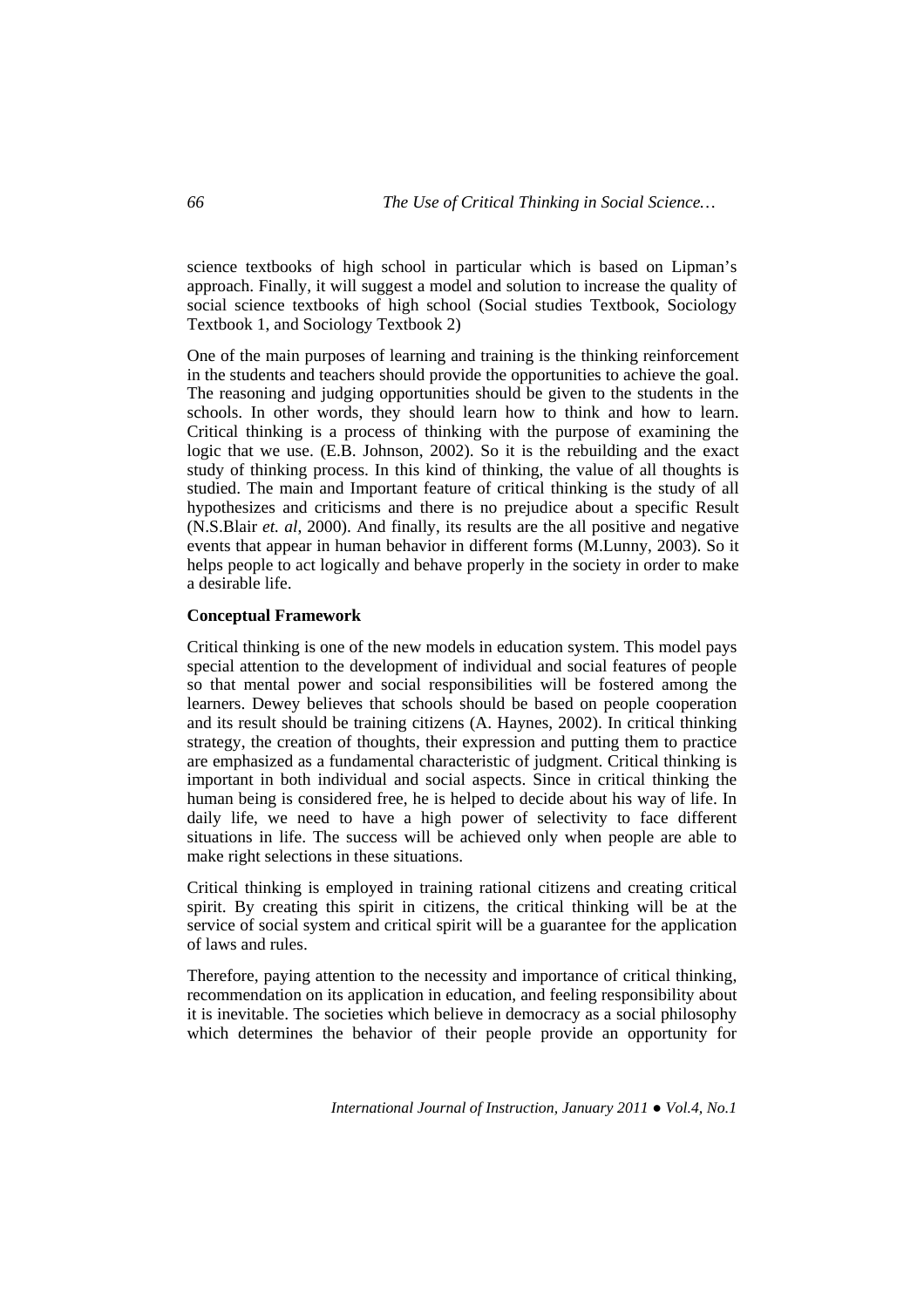science textbooks of high school in particular which is based on Lipman's approach. Finally, it will suggest a model and solution to increase the quality of social science textbooks of high school (Social studies Textbook, Sociology Textbook 1, and Sociology Textbook 2)

One of the main purposes of learning and training is the thinking reinforcement in the students and teachers should provide the opportunities to achieve the goal. The reasoning and judging opportunities should be given to the students in the schools. In other words, they should learn how to think and how to learn. Critical thinking is a process of thinking with the purpose of examining the logic that we use. (E.B. Johnson, 2002). So it is the rebuilding and the exact study of thinking process. In this kind of thinking, the value of all thoughts is studied. The main and Important feature of critical thinking is the study of all hypothesizes and criticisms and there is no prejudice about a specific Result (N.S.Blair *et. al*, 2000). And finally, its results are the all positive and negative events that appear in human behavior in different forms (M.Lunny, 2003). So it helps people to act logically and behave properly in the society in order to make a desirable life.

**Conceptual Framework**

Critical thinking is one of the new models in education system. This model pays special attention to the development of individual and social features of people so that mental power and social responsibilities will be fostered among the learners. Dewey believes that schools should be based on people cooperation and its result should be training citizens (A. Haynes, 2002). In critical thinking strategy, the creation of thoughts, their expression and putting them to practice are emphasized as a fundamental characteristic of judgment. Critical thinking is important in both individual and social aspects. Since in critical thinking the human being is considered free, he is helped to decide about his way of life. In daily life, we need to have a high power of selectivity to face different situations in life. The success will be achieved only when people are able to make right selections in these situations.

Critical thinking is employed in training rational citizens and creating critical spirit. By creating this spirit in citizens, the critical thinking will be at the service of social system and critical spirit will be a guarantee for the application of laws and rules.

Therefore, paying attention to the necessity and importance of critical thinking, recommendation on its application in education, and feeling responsibility about it is inevitable. The societies which believe in democracy as a social philosophy which determines the behavior of their people provide an opportunity for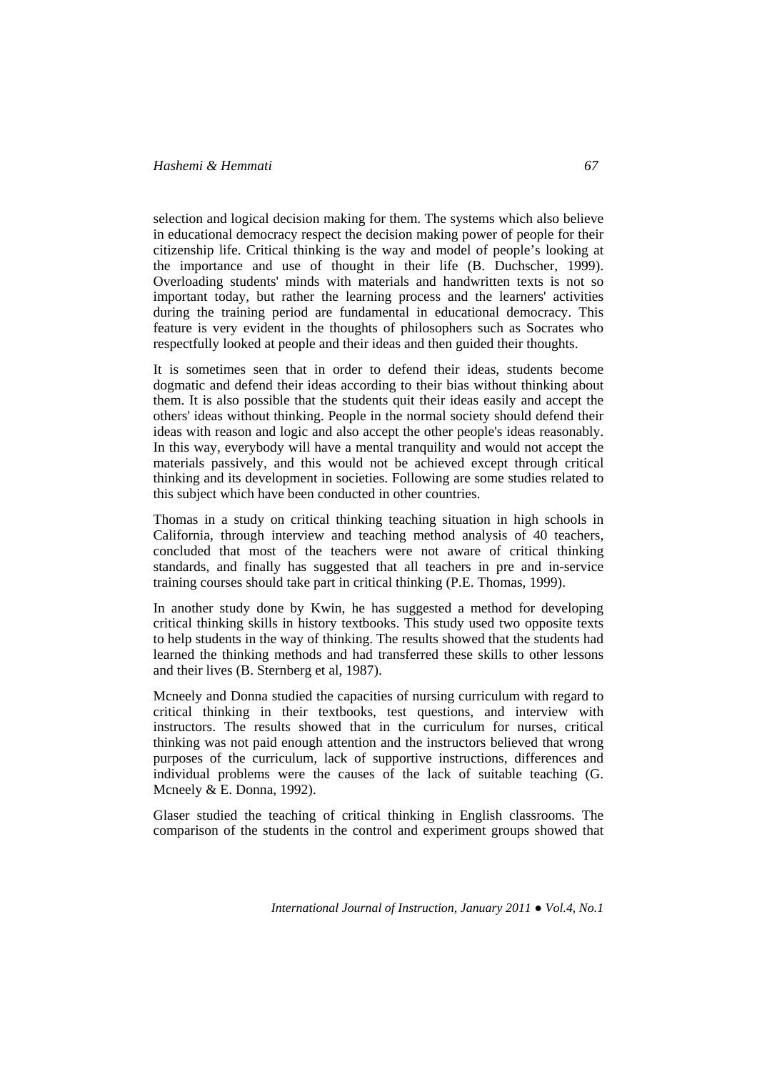selection and logical decision making for them. The systems which also believe in educational democracy respect the decision making power of people for their citizenship life. Critical thinking is the way and model of people's looking at the importance and use of thought in their life (B. Duchscher, 1999). Overloading students' minds with materials and handwritten texts is not so important today, but rather the learning process and the learners' activities during the training period are fundamental in educational democracy. This feature is very evident in the thoughts of philosophers such as Socrates who respectfully looked at people and their ideas and then guided their thoughts.

It is sometimes seen that in order to defend their ideas, students become dogmatic and defend their ideas according to their bias without thinking about them. It is also possible that the students quit their ideas easily and accept the others' ideas without thinking. People in the normal society should defend their ideas with reason and logic and also accept the other people's ideas reasonably. In this way, everybody will have a mental tranquility and would not accept the materials passively, and this would not be achieved except through critical thinking and its development in societies. Following are some studies related to this subject which have been conducted in other countries.

Thomas in a study on critical thinking teaching situation in high schools in California, through interview and teaching method analysis of 40 teachers, concluded that most of the teachers were not aware of critical thinking standards, and finally has suggested that all teachers in pre and in-service training courses should take part in critical thinking (P.E. Thomas, 1999).

In another study done by Kwin, he has suggested a method for developing critical thinking skills in history textbooks. This study used two opposite texts to help students in the way of thinking. The results showed that the students had learned the thinking methods and had transferred these skills to other lessons and their lives (B. Sternberg et al, 1987).

Mcneely and Donna studied the capacities of nursing curriculum with regard to critical thinking in their textbooks, test questions, and interview with instructors. The results showed that in the curriculum for nurses, critical thinking was not paid enough attention and the instructors believed that wrong purposes of the curriculum, lack of supportive instructions, differences and individual problems were the causes of the lack of suitable teaching (G. Mcneely & E. Donna, 1992).

Glaser studied the teaching of critical thinking in English classrooms. The comparison of the students in the control and experiment groups showed that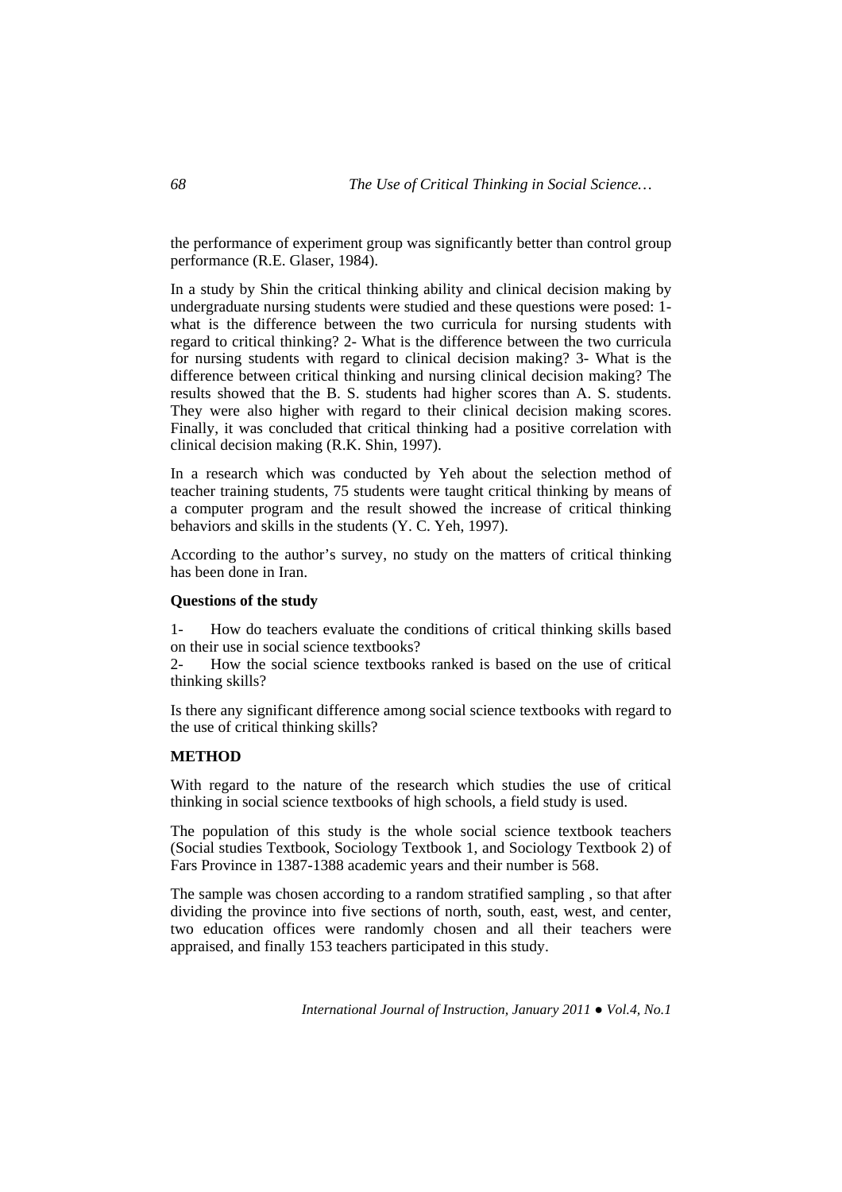the performance of experiment group was significantly better than control group performance (R.E. Glaser, 1984).

In a study by Shin the critical thinking ability and clinical decision making by undergraduate nursing students were studied and these questions were posed: 1- what is the difference between the two curricula for nursing students with regard to critical thinking? 2- What is the difference between the two curricula for nursing students with regard to clinical decision making? 3- What is the difference between critical thinking and nursing clinical decision making? The results showed that the B. S. students had higher scores than A. S. students. They were also higher with regard to their clinical decision making scores. Finally, it was concluded that critical thinking had a positive correlation with clinical decision making (R.K. Shin, 1997).

In a research which was conducted by Yeh about the selection method of teacher training students, 75 students were taught critical thinking by means of a computer program and the result showed the increase of critical thinking behaviors and skills in the students (Y. C. Yeh, 1997).

According to the author's survey, no study on the matters of critical thinking has been done in Iran.

**Questions of the study**

1- How do teachers evaluate the conditions of critical thinking skills based on their use in social science textbooks?
2- How the social science textbooks ranked is based on the use of critical thinking skills?

Is there any significant difference among social science textbooks with regard to the use of critical thinking skills?

**METHOD**

With regard to the nature of the research which studies the use of critical thinking in social science textbooks of high schools, a field study is used.

The population of this study is the whole social science textbook teachers (Social studies Textbook, Sociology Textbook 1, and Sociology Textbook 2) of Fars Province in 1387-1388 academic years and their number is 568.

The sample was chosen according to a random stratified sampling , so that after dividing the province into five sections of north, south, east, west, and center, two education offices were randomly chosen and all their teachers were appraised, and finally 153 teachers participated in this study.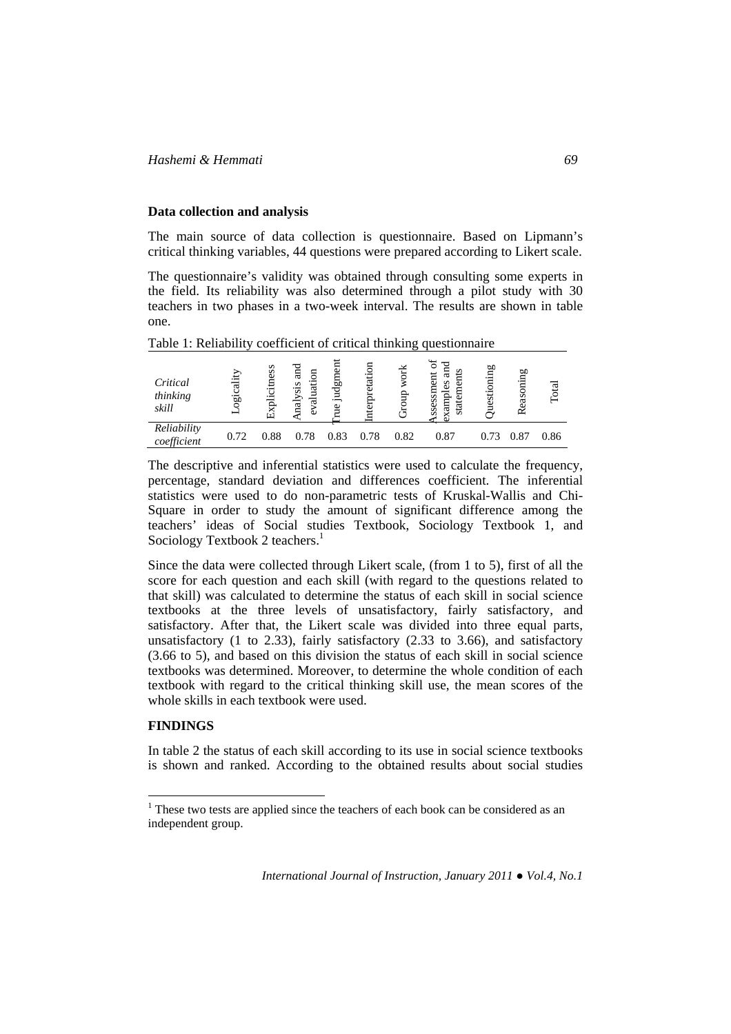### Data collection and analysis

The main source of data collection is questionnaire. Based on Lipmann's critical thinking variables, 44 questions were prepared according to Likert scale.

The questionnaire's validity was obtained through consulting some experts in the field. Its reliability was also determined through a pilot study with 30 teachers in two phases in a two-week interval. The results are shown in table one.

Table 1: Reliability coefficient of critical thinking questionnaire

| *Critical thinking skill* | Logicality | Explicitness | Analysis and evaluation | True judgment | Interpretation | Group work | Assessment of examples and statements | Questioning | Reasoning | Total |
|---|---|---|---|---|---|---|---|---|---|---|
| *Reliability coefficient* | 0.72 | 0.88 | 0.78 | 0.83 | 0.78 | 0.82 | 0.87 | 0.73 | 0.87 | 0.86 |

The descriptive and inferential statistics were used to calculate the frequency, percentage, standard deviation and differences coefficient. The inferential statistics were used to do non-parametric tests of Kruskal-Wallis and Chi-Square in order to study the amount of significant difference among the teachers' ideas of Social studies Textbook, Sociology Textbook 1, and Sociology Textbook 2 teachers.[1]

Since the data were collected through Likert scale, (from 1 to 5), first of all the score for each question and each skill (with regard to the questions related to that skill) was calculated to determine the status of each skill in social science textbooks at the three levels of unsatisfactory, fairly satisfactory, and satisfactory. After that, the Likert scale was divided into three equal parts, unsatisfactory (1 to 2.33), fairly satisfactory (2.33 to 3.66), and satisfactory (3.66 to 5), and based on this division the status of each skill in social science textbooks was determined. Moreover, to determine the whole condition of each textbook with regard to the critical thinking skill use, the mean scores of the whole skills in each textbook were used.

## FINDINGS

In table 2 the status of each skill according to its use in social science textbooks is shown and ranked. According to the obtained results about social studies

[1] These two tests are applied since the teachers of each book can be considered as an independent group.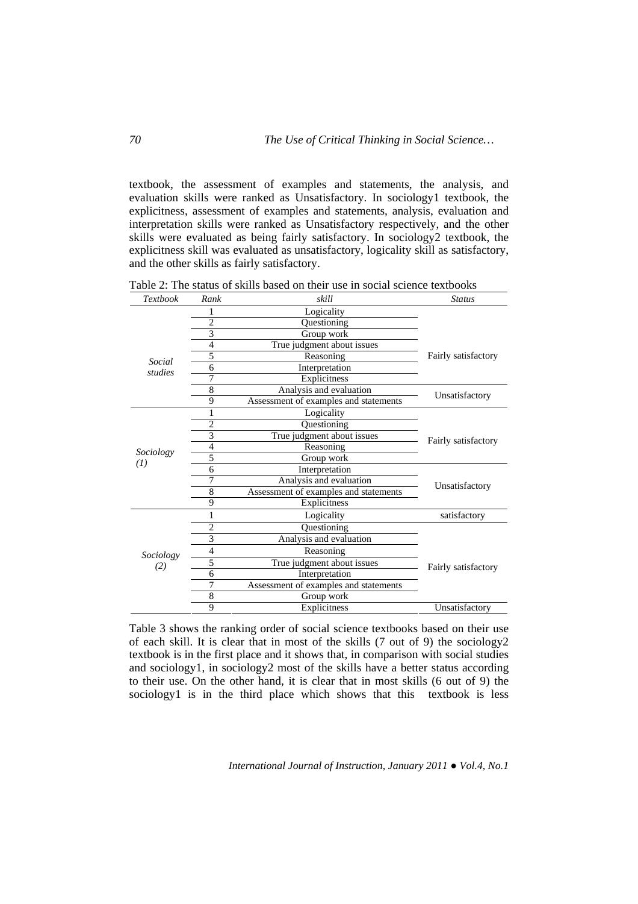textbook, the assessment of examples and statements, the analysis, and evaluation skills were ranked as Unsatisfactory. In sociology1 textbook, the explicitness, assessment of examples and statements, analysis, evaluation and interpretation skills were ranked as Unsatisfactory respectively, and the other skills were evaluated as being fairly satisfactory. In sociology2 textbook, the explicitness skill was evaluated as unsatisfactory, logicality skill as satisfactory, and the other skills as fairly satisfactory.

Table 2: The status of skills based on their use in social science textbooks

| *Textbook* | *Rank* | *skill* | *Status* |
|---|---|---|---|
| *Social studies* | 1 | Logicality | Fairly satisfactory |
| | 2 | Questioning | |
| | 3 | Group work | |
| | 4 | True judgment about issues | |
| | 5 | Reasoning | |
| | 6 | Interpretation | |
| | 7 | Explicitness | |
| | 8 | Analysis and evaluation | Unsatisfactory |
| | 9 | Assessment of examples and statements | |
| *Sociology (1)* | 1 | Logicality | Fairly satisfactory |
| | 2 | Questioning | |
| | 3 | True judgment about issues | |
| | 4 | Reasoning | |
| | 5 | Group work | |
| | 6 | Interpretation | Unsatisfactory |
| | 7 | Analysis and evaluation | |
| | 8 | Assessment of examples and statements | |
| | 9 | Explicitness | |
| *Sociology (2)* | 1 | Logicality | satisfactory |
| | 2 | Questioning | Fairly satisfactory |
| | 3 | Analysis and evaluation | |
| | 4 | Reasoning | |
| | 5 | True judgment about issues | |
| | 6 | Interpretation | |
| | 7 | Assessment of examples and statements | |
| | 8 | Group work | |
| | 9 | Explicitness | Unsatisfactory |

Table 3 shows the ranking order of social science textbooks based on their use of each skill. It is clear that in most of the skills (7 out of 9) the sociology2 textbook is in the first place and it shows that, in comparison with social studies and sociology1, in sociology2 most of the skills have a better status according to their use. On the other hand, it is clear that in most skills (6 out of 9) the sociology1 is in the third place which shows that this textbook is less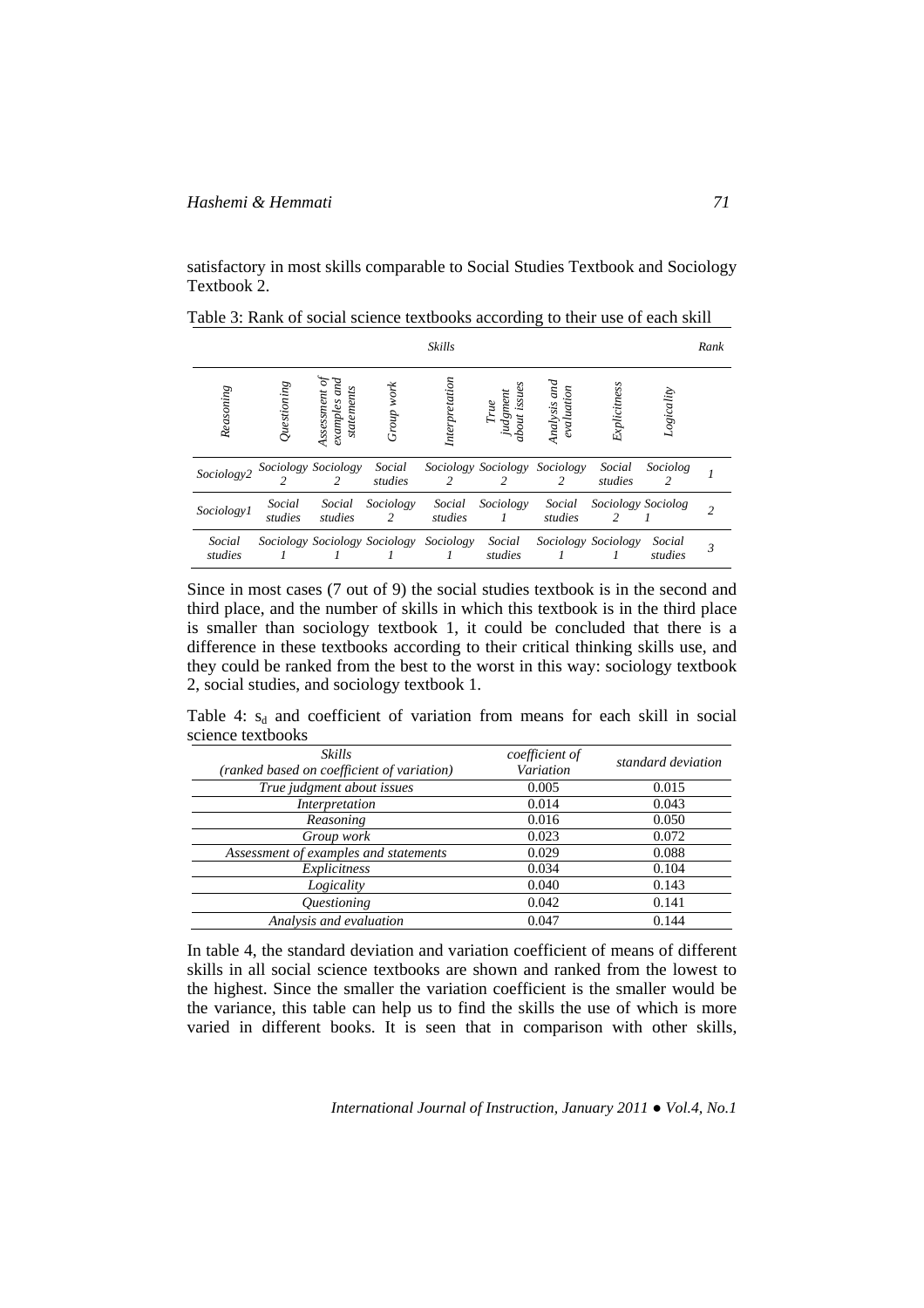satisfactory in most skills comparable to Social Studies Textbook and Sociology Textbook 2.

Table 3: Rank of social science textbooks according to their use of each skill

| *Skills* | | | | | | | | | *Rank* |
|---|---|---|---|---|---|---|---|---|---|
| *Reasoning* | *Questioning* | *Assessment of examples and statements* | *Group work* | *Interpretation* | *True judgment about issues* | *Analysis and evaluation* | *Explicitness* | *Logicality* | |
| *Sociology2* | *Sociology 2* | *Sociology 2* | *Social studies* | *Sociology 2* | *Sociology 2* | *Sociology 2* | *Social studies* | *Sociolog 2* | *1* |
| *Sociology1* | *Social studies* | *Social studies* | *Sociology 2* | *Social studies* | *Sociology 1* | *Social studies* | *Sociology 2* | *Sociolog 1* | *2* |
| *Social studies* | *Sociology 1* | *Sociology 1* | *Sociology 1* | *Sociology 1* | *Social studies* | *Sociology 1* | *Sociology 1* | *Social studies* | *3* |

Since in most cases (7 out of 9) the social studies textbook is in the second and third place, and the number of skills in which this textbook is in the third place is smaller than sociology textbook 1, it could be concluded that there is a difference in these textbooks according to their critical thinking skills use, and they could be ranked from the best to the worst in this way: sociology textbook 2, social studies, and sociology textbook 1.

Table 4: $s_d$ and coefficient of variation from means for each skill in social science textbooks

| *Skills* *(ranked based on coefficient of variation)* | *coefficient of Variation* | *standard deviation* |
|---|---|---|
| *True judgment about issues* | 0.005 | 0.015 |
| *Interpretation* | 0.014 | 0.043 |
| *Reasoning* | 0.016 | 0.050 |
| *Group work* | 0.023 | 0.072 |
| *Assessment of examples and statements* | 0.029 | 0.088 |
| *Explicitness* | 0.034 | 0.104 |
| *Logicality* | 0.040 | 0.143 |
| *Questioning* | 0.042 | 0.141 |
| *Analysis and evaluation* | 0.047 | 0.144 |

In table 4, the standard deviation and variation coefficient of means of different skills in all social science textbooks are shown and ranked from the lowest to the highest. Since the smaller the variation coefficient is the smaller would be the variance, this table can help us to find the skills the use of which is more varied in different books. It is seen that in comparison with other skills,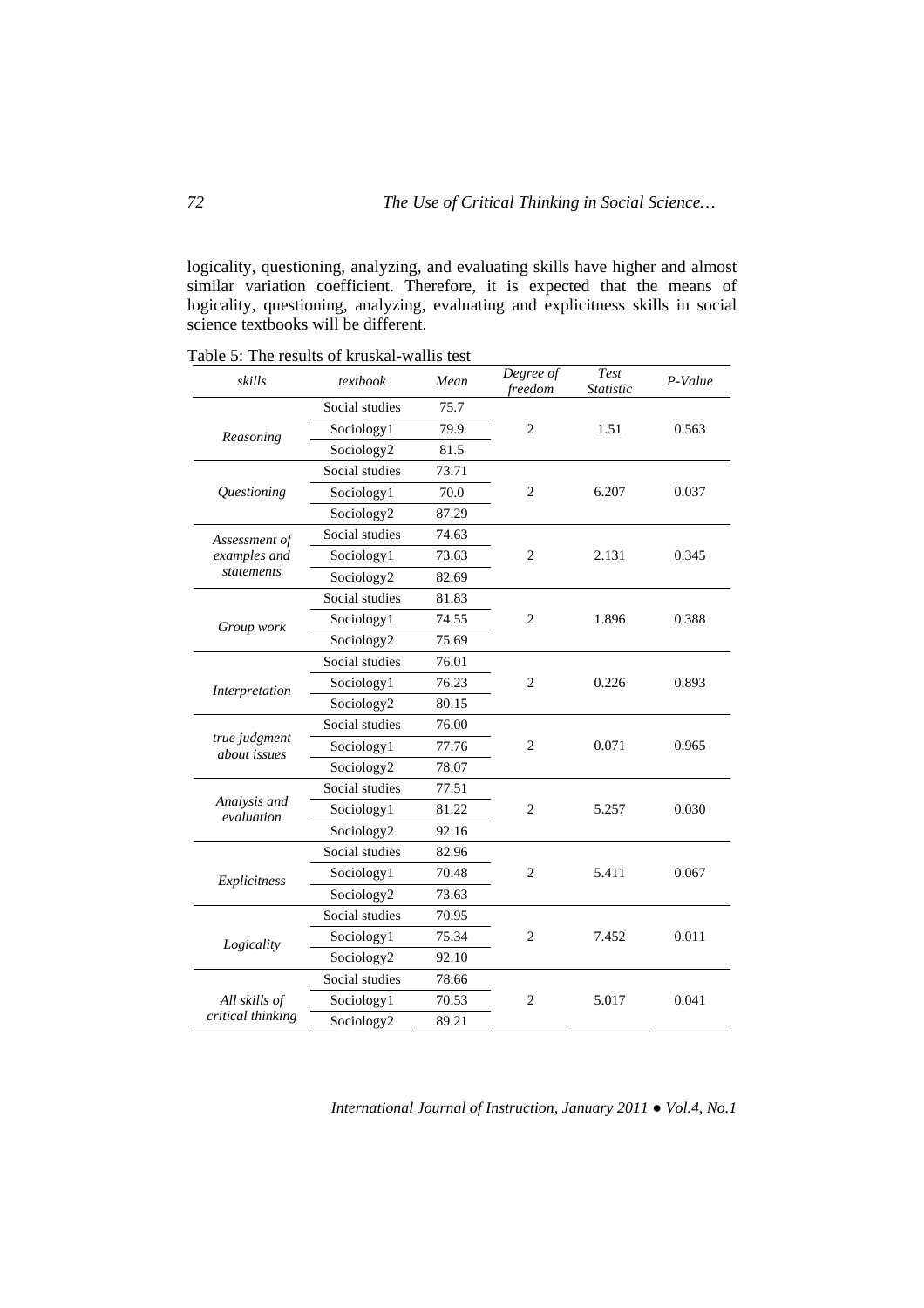logicality, questioning, analyzing, and evaluating skills have higher and almost similar variation coefficient. Therefore, it is expected that the means of logicality, questioning, analyzing, evaluating and explicitness skills in social science textbooks will be different.

Table 5: The results of kruskal-wallis test

| *skills* | *textbook* | *Mean* | *Degree of freedom* | *Test Statistic* | *P-Value* |
|---|---|---|---|---|---|
| *Reasoning* | Social studies | 75.7 | 2 | 1.51 | 0.563 |
| | Sociology1 | 79.9 | | | |
| | Sociology2 | 81.5 | | | |
| *Questioning* | Social studies | 73.71 | 2 | 6.207 | 0.037 |
| | Sociology1 | 70.0 | | | |
| | Sociology2 | 87.29 | | | |
| *Assessment of examples and statements* | Social studies | 74.63 | 2 | 2.131 | 0.345 |
| | Sociology1 | 73.63 | | | |
| | Sociology2 | 82.69 | | | |
| *Group work* | Social studies | 81.83 | 2 | 1.896 | 0.388 |
| | Sociology1 | 74.55 | | | |
| | Sociology2 | 75.69 | | | |
| *Interpretation* | Social studies | 76.01 | 2 | 0.226 | 0.893 |
| | Sociology1 | 76.23 | | | |
| | Sociology2 | 80.15 | | | |
| *true judgment about issues* | Social studies | 76.00 | 2 | 0.071 | 0.965 |
| | Sociology1 | 77.76 | | | |
| | Sociology2 | 78.07 | | | |
| *Analysis and evaluation* | Social studies | 77.51 | 2 | 5.257 | 0.030 |
| | Sociology1 | 81.22 | | | |
| | Sociology2 | 92.16 | | | |
| *Explicitness* | Social studies | 82.96 | 2 | 5.411 | 0.067 |
| | Sociology1 | 70.48 | | | |
| | Sociology2 | 73.63 | | | |
| *Logicality* | Social studies | 70.95 | 2 | 7.452 | 0.011 |
| | Sociology1 | 75.34 | | | |
| | Sociology2 | 92.10 | | | |
| *All skills of critical thinking* | Social studies | 78.66 | 2 | 5.017 | 0.041 |
| | Sociology1 | 70.53 | | | |
| | Sociology2 | 89.21 | | | |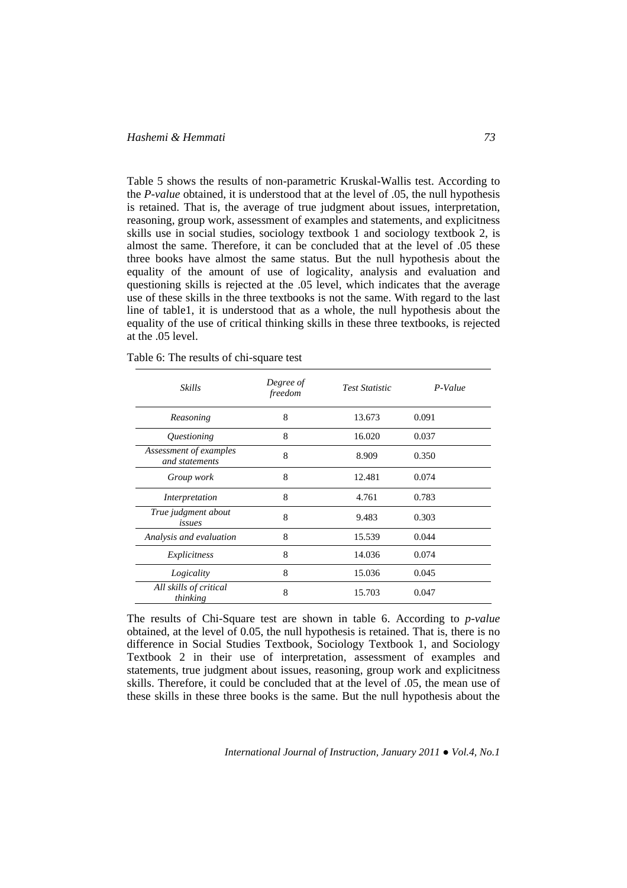Table 5 shows the results of non-parametric Kruskal-Wallis test. According to the *P-value* obtained, it is understood that at the level of .05, the null hypothesis is retained. That is, the average of true judgment about issues, interpretation, reasoning, group work, assessment of examples and statements, and explicitness skills use in social studies, sociology textbook 1 and sociology textbook 2, is almost the same. Therefore, it can be concluded that at the level of .05 these three books have almost the same status. But the null hypothesis about the equality of the amount of use of logicality, analysis and evaluation and questioning skills is rejected at the .05 level, which indicates that the average use of these skills in the three textbooks is not the same. With regard to the last line of table1, it is understood that as a whole, the null hypothesis about the equality of the use of critical thinking skills in these three textbooks, is rejected at the .05 level.

Table 6: The results of chi-square test

| *Skills* | *Degree of freedom* | *Test Statistic* | *P-Value* |
|---|---|---|---|
| *Reasoning* | 8 | 13.673 | 0.091 |
| *Questioning* | 8 | 16.020 | 0.037 |
| *Assessment of examples and statements* | 8 | 8.909 | 0.350 |
| *Group work* | 8 | 12.481 | 0.074 |
| *Interpretation* | 8 | 4.761 | 0.783 |
| *True judgment about issues* | 8 | 9.483 | 0.303 |
| *Analysis and evaluation* | 8 | 15.539 | 0.044 |
| *Explicitness* | 8 | 14.036 | 0.074 |
| *Logicality* | 8 | 15.036 | 0.045 |
| *All skills of critical thinking* | 8 | 15.703 | 0.047 |

The results of Chi-Square test are shown in table 6. According to *p-value* obtained, at the level of 0.05, the null hypothesis is retained. That is, there is no difference in Social Studies Textbook, Sociology Textbook 1, and Sociology Textbook 2 in their use of interpretation, assessment of examples and statements, true judgment about issues, reasoning, group work and explicitness skills. Therefore, it could be concluded that at the level of .05, the mean use of these skills in these three books is the same. But the null hypothesis about the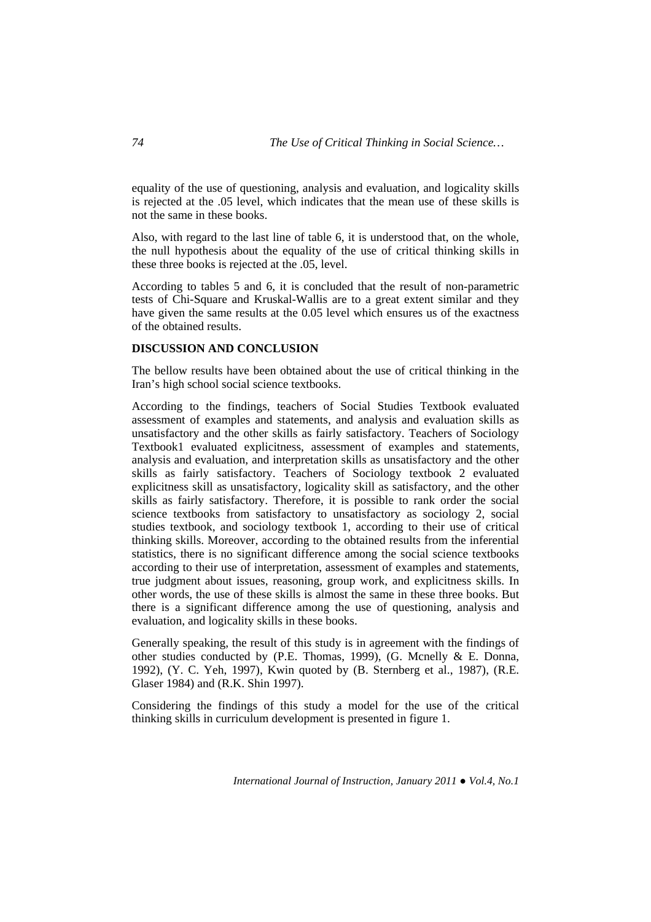equality of the use of questioning, analysis and evaluation, and logicality skills is rejected at the .05 level, which indicates that the mean use of these skills is not the same in these books.

Also, with regard to the last line of table 6, it is understood that, on the whole, the null hypothesis about the equality of the use of critical thinking skills in these three books is rejected at the .05, level.

According to tables 5 and 6, it is concluded that the result of non-parametric tests of Chi-Square and Kruskal-Wallis are to a great extent similar and they have given the same results at the 0.05 level which ensures us of the exactness of the obtained results.

## DISCUSSION AND CONCLUSION

The bellow results have been obtained about the use of critical thinking in the Iran's high school social science textbooks.

According to the findings, teachers of Social Studies Textbook evaluated assessment of examples and statements, and analysis and evaluation skills as unsatisfactory and the other skills as fairly satisfactory. Teachers of Sociology Textbook1 evaluated explicitness, assessment of examples and statements, analysis and evaluation, and interpretation skills as unsatisfactory and the other skills as fairly satisfactory. Teachers of Sociology textbook 2 evaluated explicitness skill as unsatisfactory, logicality skill as satisfactory, and the other skills as fairly satisfactory. Therefore, it is possible to rank order the social science textbooks from satisfactory to unsatisfactory as sociology 2, social studies textbook, and sociology textbook 1, according to their use of critical thinking skills. Moreover, according to the obtained results from the inferential statistics, there is no significant difference among the social science textbooks according to their use of interpretation, assessment of examples and statements, true judgment about issues, reasoning, group work, and explicitness skills. In other words, the use of these skills is almost the same in these three books. But there is a significant difference among the use of questioning, analysis and evaluation, and logicality skills in these books.

Generally speaking, the result of this study is in agreement with the findings of other studies conducted by (P.E. Thomas, 1999), (G. Mcnelly & E. Donna, 1992), (Y. C. Yeh, 1997), Kwin quoted by (B. Sternberg et al., 1987), (R.E. Glaser 1984) and (R.K. Shin 1997).

Considering the findings of this study a model for the use of the critical thinking skills in curriculum development is presented in figure 1.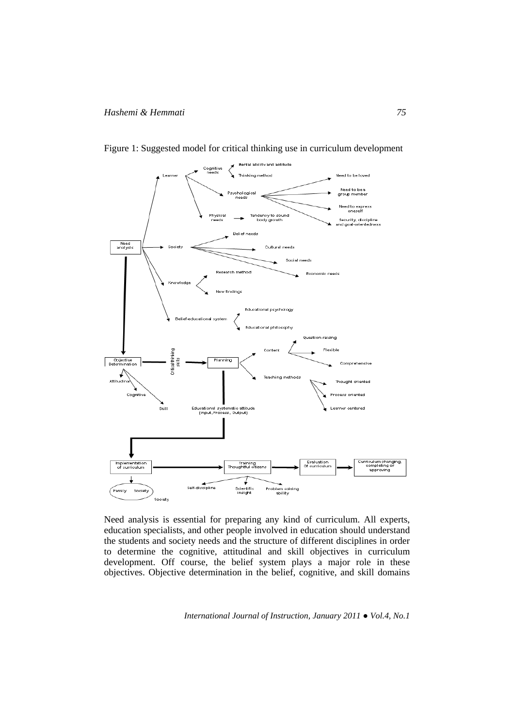Figure 1: Suggested model for critical thinking use in curriculum development

Need analysis is essential for preparing any kind of curriculum. All experts, education specialists, and other people involved in education should understand the students and society needs and the structure of different disciplines in order to determine the cognitive, attitudinal and skill objectives in curriculum development. Off course, the belief system plays a major role in these objectives. Objective determination in the belief, cognitive, and skill domains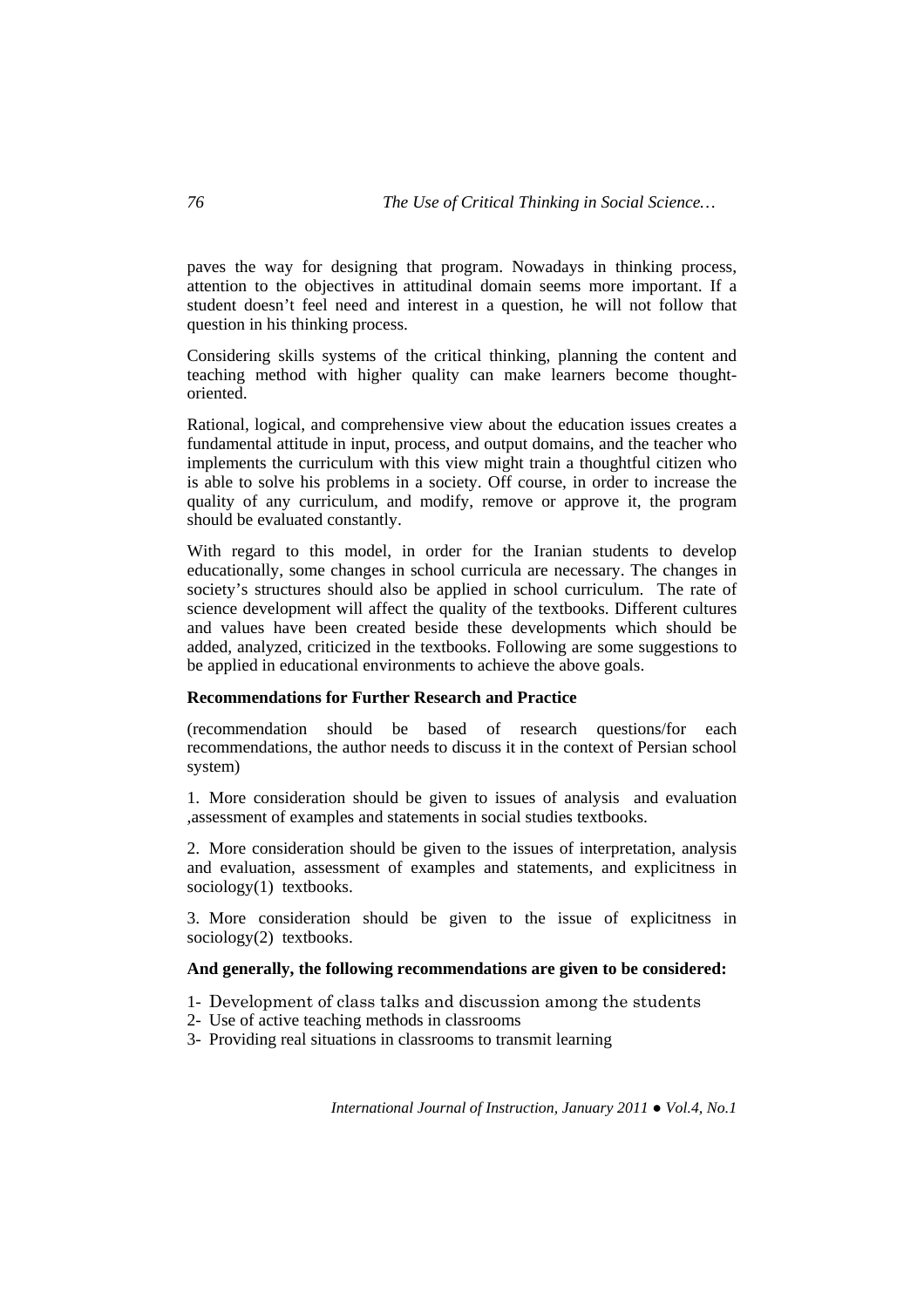paves the way for designing that program. Nowadays in thinking process, attention to the objectives in attitudinal domain seems more important. If a student doesn't feel need and interest in a question, he will not follow that question in his thinking process.

Considering skills systems of the critical thinking, planning the content and teaching method with higher quality can make learners become thought-oriented.

Rational, logical, and comprehensive view about the education issues creates a fundamental attitude in input, process, and output domains, and the teacher who implements the curriculum with this view might train a thoughtful citizen who is able to solve his problems in a society. Off course, in order to increase the quality of any curriculum, and modify, remove or approve it, the program should be evaluated constantly.

With regard to this model, in order for the Iranian students to develop educationally, some changes in school curricula are necessary. The changes in society's structures should also be applied in school curriculum. The rate of science development will affect the quality of the textbooks. Different cultures and values have been created beside these developments which should be added, analyzed, criticized in the textbooks. Following are some suggestions to be applied in educational environments to achieve the above goals.

**Recommendations for Further Research and Practice**

(recommendation should be based of research questions/for each recommendations, the author needs to discuss it in the context of Persian school system)

1. More consideration should be given to issues of analysis and evaluation ,assessment of examples and statements in social studies textbooks.

2. More consideration should be given to the issues of interpretation, analysis and evaluation, assessment of examples and statements, and explicitness in sociology(1) textbooks.

3. More consideration should be given to the issue of explicitness in sociology(2) textbooks.

**And generally, the following recommendations are given to be considered:**

1- Development of class talks and discussion among the students
2- Use of active teaching methods in classrooms
3- Providing real situations in classrooms to transmit learning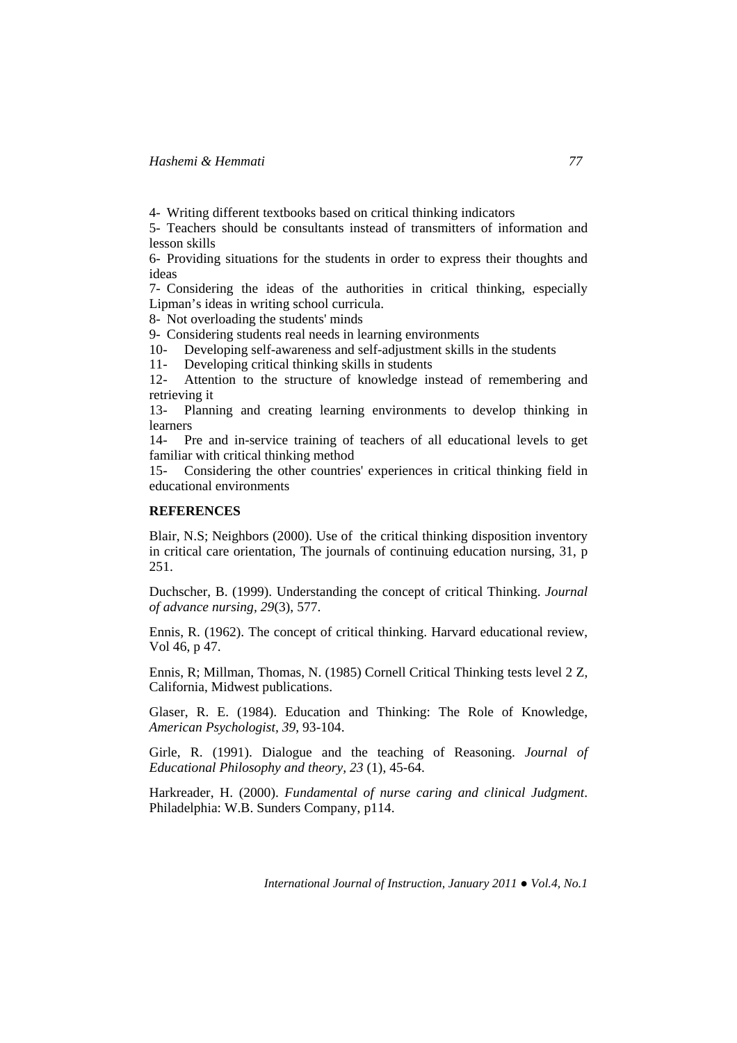4- Writing different textbooks based on critical thinking indicators

5- Teachers should be consultants instead of transmitters of information and lesson skills

6- Providing situations for the students in order to express their thoughts and ideas

7- Considering the ideas of the authorities in critical thinking, especially Lipman's ideas in writing school curricula.

8- Not overloading the students' minds

9- Considering students real needs in learning environments

10- Developing self-awareness and self-adjustment skills in the students

11- Developing critical thinking skills in students

12- Attention to the structure of knowledge instead of remembering and retrieving it

13- Planning and creating learning environments to develop thinking in learners

14- Pre and in-service training of teachers of all educational levels to get familiar with critical thinking method

15- Considering the other countries' experiences in critical thinking field in educational environments

**REFERENCES**

Blair, N.S; Neighbors (2000). Use of the critical thinking disposition inventory in critical care orientation, The journals of continuing education nursing, 31, p 251.

Duchscher, B. (1999). Understanding the concept of critical Thinking. *Journal of advance nursing, 29*(3), 577.

Ennis, R. (1962). The concept of critical thinking. Harvard educational review, Vol 46, p 47.

Ennis, R; Millman, Thomas, N. (1985) Cornell Critical Thinking tests level 2 Z, California, Midwest publications.

Glaser, R. E. (1984). Education and Thinking: The Role of Knowledge, *American Psychologist, 39*, 93-104.

Girle, R. (1991). Dialogue and the teaching of Reasoning. *Journal of Educational Philosophy and theory, 23* (1), 45-64.

Harkreader, H. (2000). *Fundamental of nurse caring and clinical Judgment*. Philadelphia: W.B. Sunders Company, p114.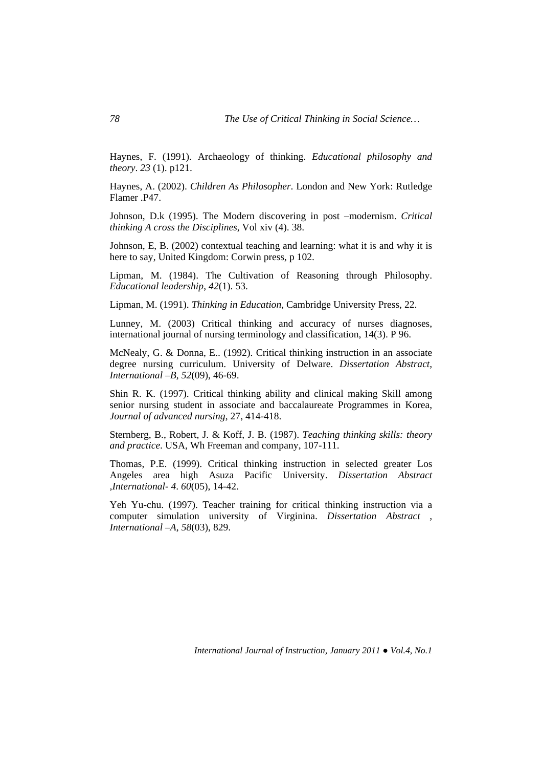Haynes, F. (1991). Archaeology of thinking. *Educational philosophy and theory*. *23* (1). p121.

Haynes, A. (2002). *Children As Philosopher*. London and New York: Rutledge Flamer .P47.

Johnson, D.k (1995). The Modern discovering in post –modernism. *Critical thinking A cross the Disciplines*, Vol xiv (4). 38.

Johnson, E, B. (2002) contextual teaching and learning: what it is and why it is here to say, United Kingdom: Corwin press, p 102.

Lipman, M. (1984). The Cultivation of Reasoning through Philosophy. *Educational leadership*, *42*(1). 53.

Lipman, M. (1991). *Thinking in Education*, Cambridge University Press, 22.

Lunney, M. (2003) Critical thinking and accuracy of nurses diagnoses, international journal of nursing terminology and classification, 14(3). P 96.

McNealy, G. & Donna, E.. (1992). Critical thinking instruction in an associate degree nursing curriculum. University of Delware. *Dissertation Abstract, International –B*, *52*(09), 46-69.

Shin R. K. (1997). Critical thinking ability and clinical making Skill among senior nursing student in associate and baccalaureate Programmes in Korea, *Journal of advanced nursing*, 27, 414-418.

Sternberg, B., Robert, J. & Koff, J. B. (1987). *Teaching thinking skills: theory and practice*. USA, Wh Freeman and company, 107-111.

Thomas, P.E. (1999). Critical thinking instruction in selected greater Los Angeles area high Asuza Pacific University. *Dissertation Abstract ,International- 4*. *60*(05), 14-42.

Yeh Yu-chu. (1997). Teacher training for critical thinking instruction via a computer simulation university of Virginina. *Dissertation Abstract , International –A*, *58*(03), 829.